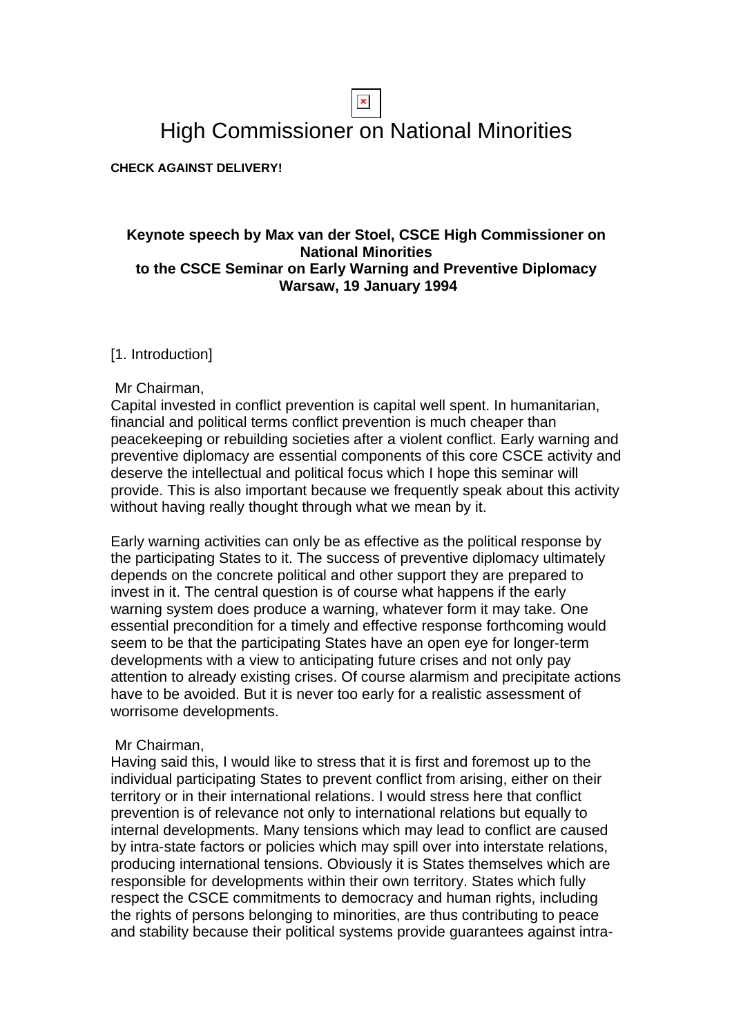# High Commissioner on National Minorities

**CHECK AGAINST DELIVERY!**

**Keynote speech by Max van der Stoel, CSCE High Commissioner on National Minorities**
**to the CSCE Seminar on Early Warning and Preventive Diplomacy**
**Warsaw, 19 January 1994**

[1. Introduction]

Mr Chairman,
Capital invested in conflict prevention is capital well spent. In humanitarian, financial and political terms conflict prevention is much cheaper than peacekeeping or rebuilding societies after a violent conflict. Early warning and preventive diplomacy are essential components of this core CSCE activity and deserve the intellectual and political focus which I hope this seminar will provide. This is also important because we frequently speak about this activity without having really thought through what we mean by it.

Early warning activities can only be as effective as the political response by the participating States to it. The success of preventive diplomacy ultimately depends on the concrete political and other support they are prepared to invest in it. The central question is of course what happens if the early warning system does produce a warning, whatever form it may take. One essential precondition for a timely and effective response forthcoming would seem to be that the participating States have an open eye for longer-term developments with a view to anticipating future crises and not only pay attention to already existing crises. Of course alarmism and precipitate actions have to be avoided. But it is never too early for a realistic assessment of worrisome developments.

Mr Chairman,
Having said this, I would like to stress that it is first and foremost up to the individual participating States to prevent conflict from arising, either on their territory or in their international relations. I would stress here that conflict prevention is of relevance not only to international relations but equally to internal developments. Many tensions which may lead to conflict are caused by intra-state factors or policies which may spill over into interstate relations, producing international tensions. Obviously it is States themselves which are responsible for developments within their own territory. States which fully respect the CSCE commitments to democracy and human rights, including the rights of persons belonging to minorities, are thus contributing to peace and stability because their political systems provide guarantees against intra-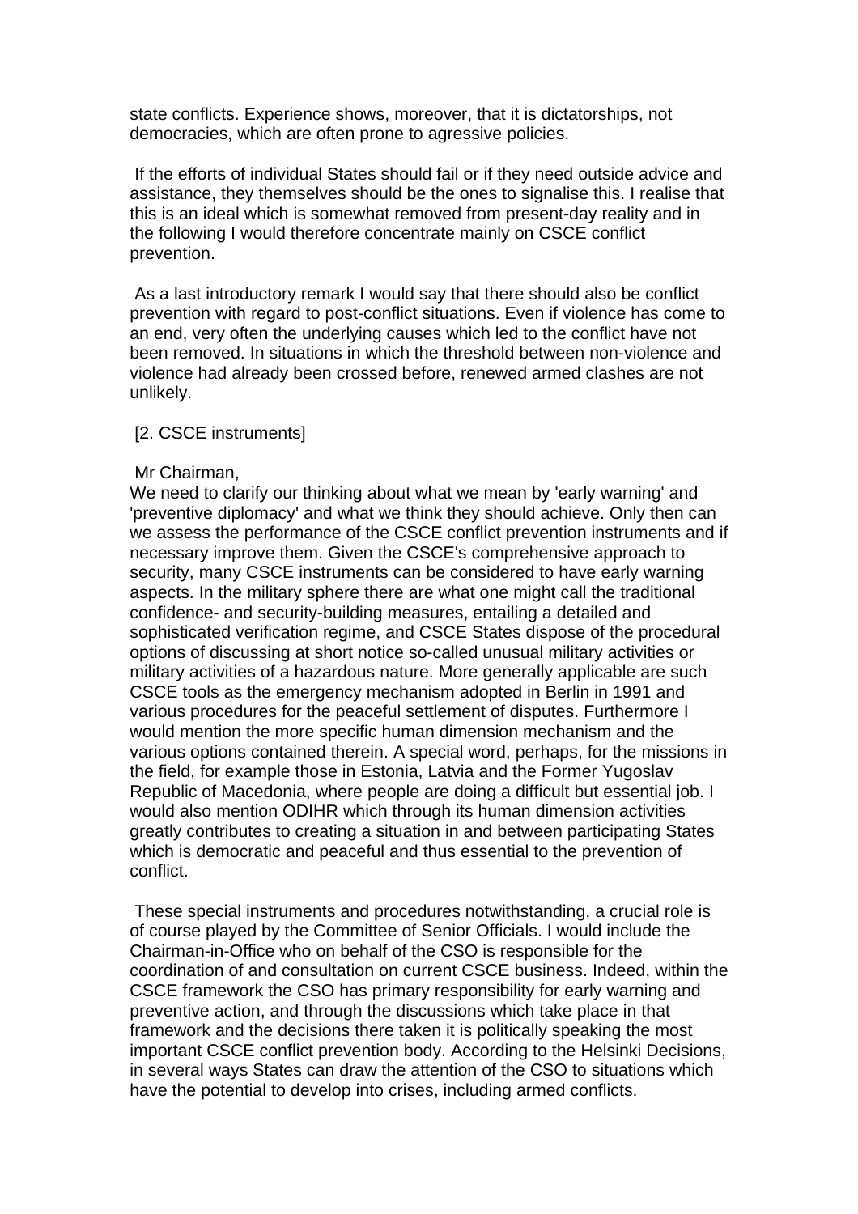state conflicts. Experience shows, moreover, that it is dictatorships, not democracies, which are often prone to agressive policies.

If the efforts of individual States should fail or if they need outside advice and assistance, they themselves should be the ones to signalise this. I realise that this is an ideal which is somewhat removed from present-day reality and in the following I would therefore concentrate mainly on CSCE conflict prevention.

As a last introductory remark I would say that there should also be conflict prevention with regard to post-conflict situations. Even if violence has come to an end, very often the underlying causes which led to the conflict have not been removed. In situations in which the threshold between non-violence and violence had already been crossed before, renewed armed clashes are not unlikely.

## [2. CSCE instruments]

Mr Chairman,
We need to clarify our thinking about what we mean by 'early warning' and 'preventive diplomacy' and what we think they should achieve. Only then can we assess the performance of the CSCE conflict prevention instruments and if necessary improve them. Given the CSCE's comprehensive approach to security, many CSCE instruments can be considered to have early warning aspects. In the military sphere there are what one might call the traditional confidence- and security-building measures, entailing a detailed and sophisticated verification regime, and CSCE States dispose of the procedural options of discussing at short notice so-called unusual military activities or military activities of a hazardous nature. More generally applicable are such CSCE tools as the emergency mechanism adopted in Berlin in 1991 and various procedures for the peaceful settlement of disputes. Furthermore I would mention the more specific human dimension mechanism and the various options contained therein. A special word, perhaps, for the missions in the field, for example those in Estonia, Latvia and the Former Yugoslav Republic of Macedonia, where people are doing a difficult but essential job. I would also mention ODIHR which through its human dimension activities greatly contributes to creating a situation in and between participating States which is democratic and peaceful and thus essential to the prevention of conflict.

These special instruments and procedures notwithstanding, a crucial role is of course played by the Committee of Senior Officials. I would include the Chairman-in-Office who on behalf of the CSO is responsible for the coordination of and consultation on current CSCE business. Indeed, within the CSCE framework the CSO has primary responsibility for early warning and preventive action, and through the discussions which take place in that framework and the decisions there taken it is politically speaking the most important CSCE conflict prevention body. According to the Helsinki Decisions, in several ways States can draw the attention of the CSO to situations which have the potential to develop into crises, including armed conflicts.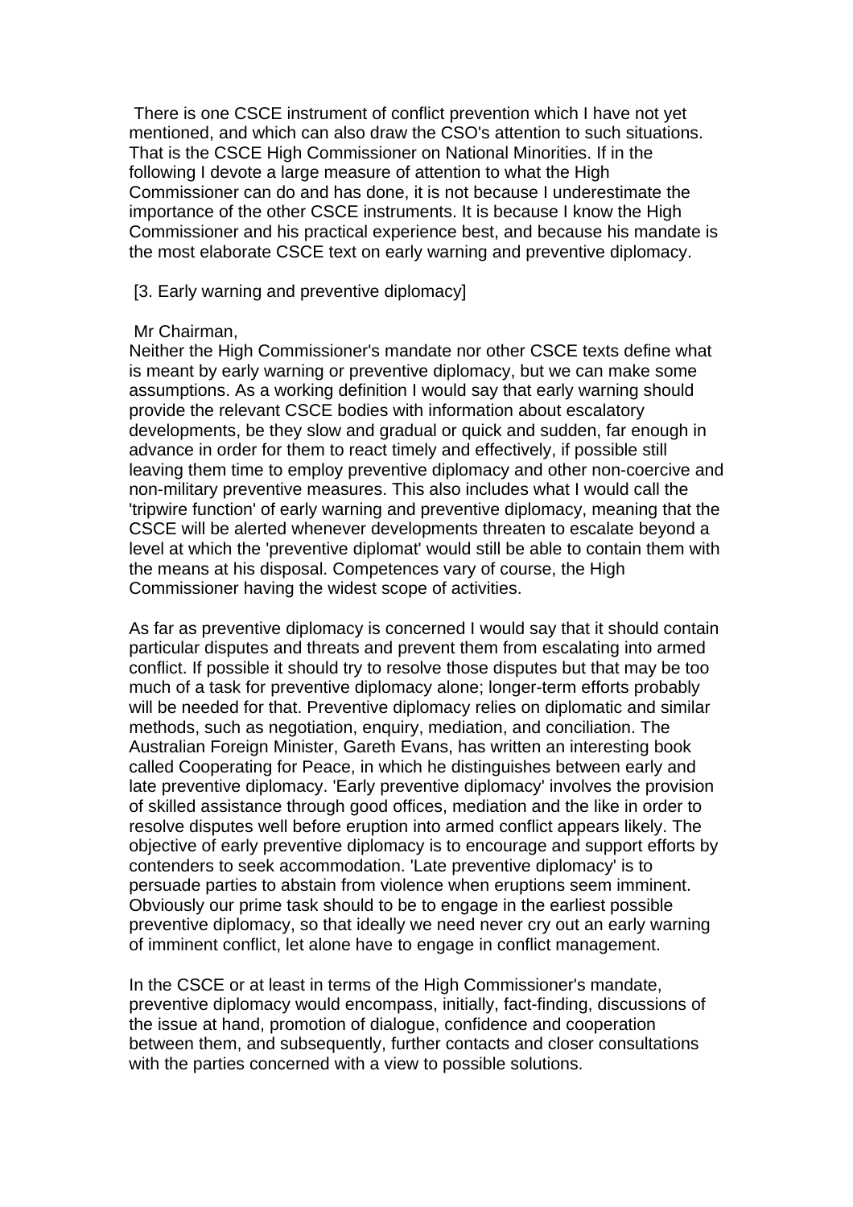There is one CSCE instrument of conflict prevention which I have not yet mentioned, and which can also draw the CSO's attention to such situations. That is the CSCE High Commissioner on National Minorities. If in the following I devote a large measure of attention to what the High Commissioner can do and has done, it is not because I underestimate the importance of the other CSCE instruments. It is because I know the High Commissioner and his practical experience best, and because his mandate is the most elaborate CSCE text on early warning and preventive diplomacy.

[3. Early warning and preventive diplomacy]

Mr Chairman,
Neither the High Commissioner's mandate nor other CSCE texts define what is meant by early warning or preventive diplomacy, but we can make some assumptions. As a working definition I would say that early warning should provide the relevant CSCE bodies with information about escalatory developments, be they slow and gradual or quick and sudden, far enough in advance in order for them to react timely and effectively, if possible still leaving them time to employ preventive diplomacy and other non-coercive and non-military preventive measures. This also includes what I would call the 'tripwire function' of early warning and preventive diplomacy, meaning that the CSCE will be alerted whenever developments threaten to escalate beyond a level at which the 'preventive diplomat' would still be able to contain them with the means at his disposal. Competences vary of course, the High Commissioner having the widest scope of activities.

As far as preventive diplomacy is concerned I would say that it should contain particular disputes and threats and prevent them from escalating into armed conflict. If possible it should try to resolve those disputes but that may be too much of a task for preventive diplomacy alone; longer-term efforts probably will be needed for that. Preventive diplomacy relies on diplomatic and similar methods, such as negotiation, enquiry, mediation, and conciliation. The Australian Foreign Minister, Gareth Evans, has written an interesting book called Cooperating for Peace, in which he distinguishes between early and late preventive diplomacy. 'Early preventive diplomacy' involves the provision of skilled assistance through good offices, mediation and the like in order to resolve disputes well before eruption into armed conflict appears likely. The objective of early preventive diplomacy is to encourage and support efforts by contenders to seek accommodation. 'Late preventive diplomacy' is to persuade parties to abstain from violence when eruptions seem imminent. Obviously our prime task should to be to engage in the earliest possible preventive diplomacy, so that ideally we need never cry out an early warning of imminent conflict, let alone have to engage in conflict management.

In the CSCE or at least in terms of the High Commissioner's mandate, preventive diplomacy would encompass, initially, fact-finding, discussions of the issue at hand, promotion of dialogue, confidence and cooperation between them, and subsequently, further contacts and closer consultations with the parties concerned with a view to possible solutions.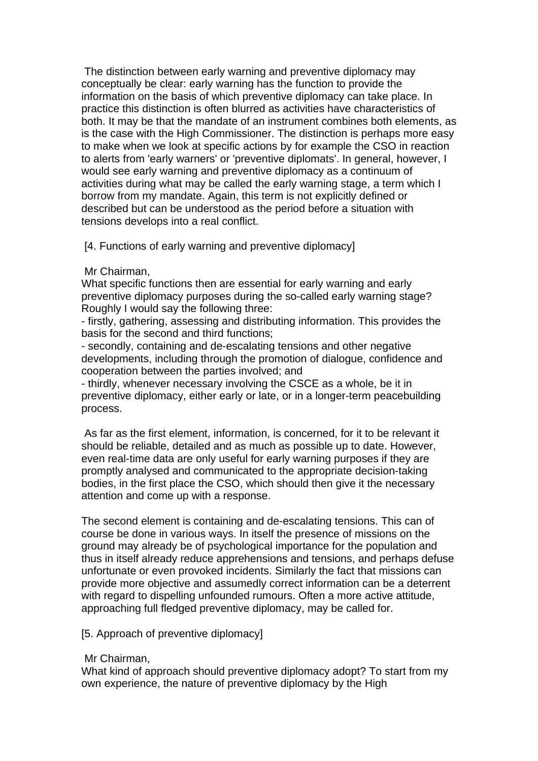The distinction between early warning and preventive diplomacy may conceptually be clear: early warning has the function to provide the information on the basis of which preventive diplomacy can take place. In practice this distinction is often blurred as activities have characteristics of both. It may be that the mandate of an instrument combines both elements, as is the case with the High Commissioner. The distinction is perhaps more easy to make when we look at specific actions by for example the CSO in reaction to alerts from 'early warners' or 'preventive diplomats'. In general, however, I would see early warning and preventive diplomacy as a continuum of activities during what may be called the early warning stage, a term which I borrow from my mandate. Again, this term is not explicitly defined or described but can be understood as the period before a situation with tensions develops into a real conflict.

[4. Functions of early warning and preventive diplomacy]

Mr Chairman,
What specific functions then are essential for early warning and early preventive diplomacy purposes during the so-called early warning stage? Roughly I would say the following three:

- firstly, gathering, assessing and distributing information. This provides the basis for the second and third functions;
- secondly, containing and de-escalating tensions and other negative developments, including through the promotion of dialogue, confidence and cooperation between the parties involved; and
- thirdly, whenever necessary involving the CSCE as a whole, be it in preventive diplomacy, either early or late, or in a longer-term peacebuilding process.

As far as the first element, information, is concerned, for it to be relevant it should be reliable, detailed and as much as possible up to date. However, even real-time data are only useful for early warning purposes if they are promptly analysed and communicated to the appropriate decision-taking bodies, in the first place the CSO, which should then give it the necessary attention and come up with a response.

The second element is containing and de-escalating tensions. This can of course be done in various ways. In itself the presence of missions on the ground may already be of psychological importance for the population and thus in itself already reduce apprehensions and tensions, and perhaps defuse unfortunate or even provoked incidents. Similarly the fact that missions can provide more objective and assumedly correct information can be a deterrent with regard to dispelling unfounded rumours. Often a more active attitude, approaching full fledged preventive diplomacy, may be called for.

[5. Approach of preventive diplomacy]

Mr Chairman,
What kind of approach should preventive diplomacy adopt? To start from my own experience, the nature of preventive diplomacy by the High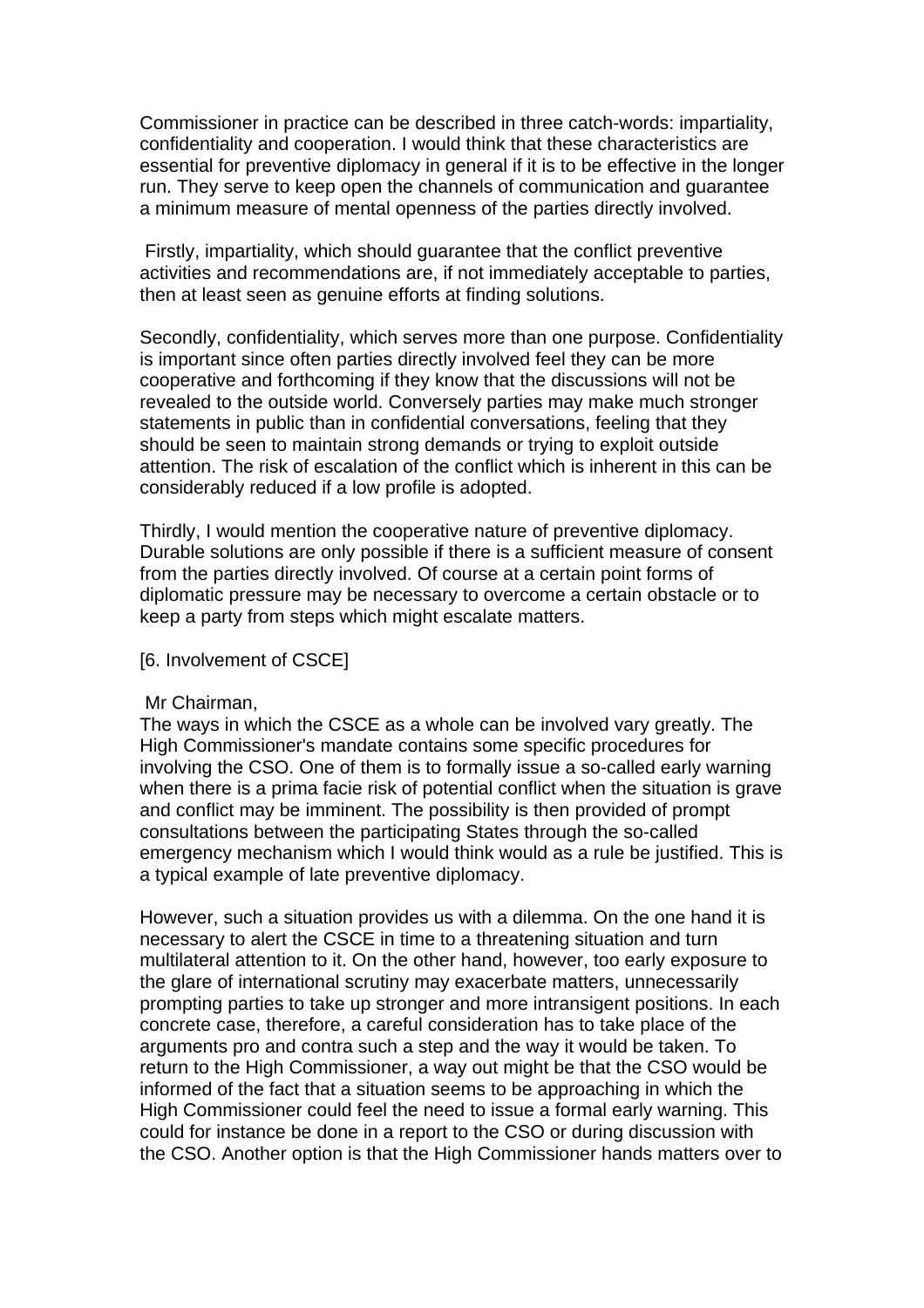Commissioner in practice can be described in three catch-words: impartiality, confidentiality and cooperation. I would think that these characteristics are essential for preventive diplomacy in general if it is to be effective in the longer run. They serve to keep open the channels of communication and guarantee a minimum measure of mental openness of the parties directly involved.

Firstly, impartiality, which should guarantee that the conflict preventive activities and recommendations are, if not immediately acceptable to parties, then at least seen as genuine efforts at finding solutions.

Secondly, confidentiality, which serves more than one purpose. Confidentiality is important since often parties directly involved feel they can be more cooperative and forthcoming if they know that the discussions will not be revealed to the outside world. Conversely parties may make much stronger statements in public than in confidential conversations, feeling that they should be seen to maintain strong demands or trying to exploit outside attention. The risk of escalation of the conflict which is inherent in this can be considerably reduced if a low profile is adopted.

Thirdly, I would mention the cooperative nature of preventive diplomacy. Durable solutions are only possible if there is a sufficient measure of consent from the parties directly involved. Of course at a certain point forms of diplomatic pressure may be necessary to overcome a certain obstacle or to keep a party from steps which might escalate matters.

[6. Involvement of CSCE]

Mr Chairman,
The ways in which the CSCE as a whole can be involved vary greatly. The High Commissioner's mandate contains some specific procedures for involving the CSO. One of them is to formally issue a so-called early warning when there is a prima facie risk of potential conflict when the situation is grave and conflict may be imminent. The possibility is then provided of prompt consultations between the participating States through the so-called emergency mechanism which I would think would as a rule be justified. This is a typical example of late preventive diplomacy.

However, such a situation provides us with a dilemma. On the one hand it is necessary to alert the CSCE in time to a threatening situation and turn multilateral attention to it. On the other hand, however, too early exposure to the glare of international scrutiny may exacerbate matters, unnecessarily prompting parties to take up stronger and more intransigent positions. In each concrete case, therefore, a careful consideration has to take place of the arguments pro and contra such a step and the way it would be taken. To return to the High Commissioner, a way out might be that the CSO would be informed of the fact that a situation seems to be approaching in which the High Commissioner could feel the need to issue a formal early warning. This could for instance be done in a report to the CSO or during discussion with the CSO. Another option is that the High Commissioner hands matters over to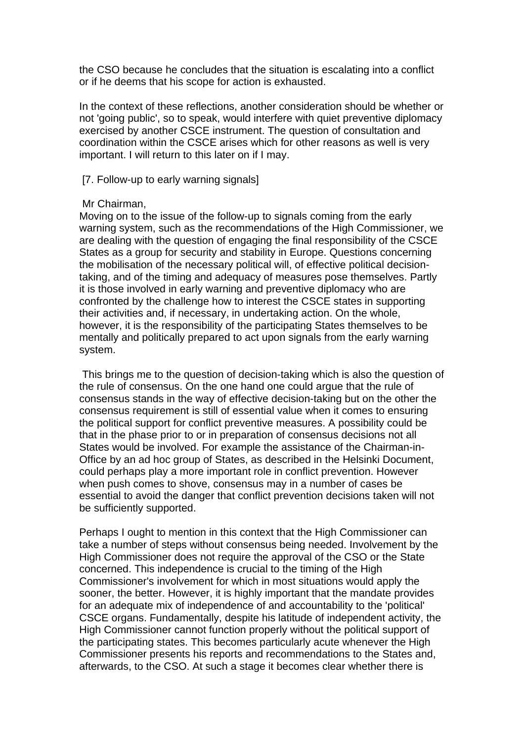the CSO because he concludes that the situation is escalating into a conflict or if he deems that his scope for action is exhausted.

In the context of these reflections, another consideration should be whether or not 'going public', so to speak, would interfere with quiet preventive diplomacy exercised by another CSCE instrument. The question of consultation and coordination within the CSCE arises which for other reasons as well is very important. I will return to this later on if I may.

[7. Follow-up to early warning signals]

Mr Chairman,
Moving on to the issue of the follow-up to signals coming from the early warning system, such as the recommendations of the High Commissioner, we are dealing with the question of engaging the final responsibility of the CSCE States as a group for security and stability in Europe. Questions concerning the mobilisation of the necessary political will, of effective political decision-taking, and of the timing and adequacy of measures pose themselves. Partly it is those involved in early warning and preventive diplomacy who are confronted by the challenge how to interest the CSCE states in supporting their activities and, if necessary, in undertaking action. On the whole, however, it is the responsibility of the participating States themselves to be mentally and politically prepared to act upon signals from the early warning system.

This brings me to the question of decision-taking which is also the question of the rule of consensus. On the one hand one could argue that the rule of consensus stands in the way of effective decision-taking but on the other the consensus requirement is still of essential value when it comes to ensuring the political support for conflict preventive measures. A possibility could be that in the phase prior to or in preparation of consensus decisions not all States would be involved. For example the assistance of the Chairman-in-Office by an ad hoc group of States, as described in the Helsinki Document, could perhaps play a more important role in conflict prevention. However when push comes to shove, consensus may in a number of cases be essential to avoid the danger that conflict prevention decisions taken will not be sufficiently supported.

Perhaps I ought to mention in this context that the High Commissioner can take a number of steps without consensus being needed. Involvement by the High Commissioner does not require the approval of the CSO or the State concerned. This independence is crucial to the timing of the High Commissioner's involvement for which in most situations would apply the sooner, the better. However, it is highly important that the mandate provides for an adequate mix of independence of and accountability to the 'political' CSCE organs. Fundamentally, despite his latitude of independent activity, the High Commissioner cannot function properly without the political support of the participating states. This becomes particularly acute whenever the High Commissioner presents his reports and recommendations to the States and, afterwards, to the CSO. At such a stage it becomes clear whether there is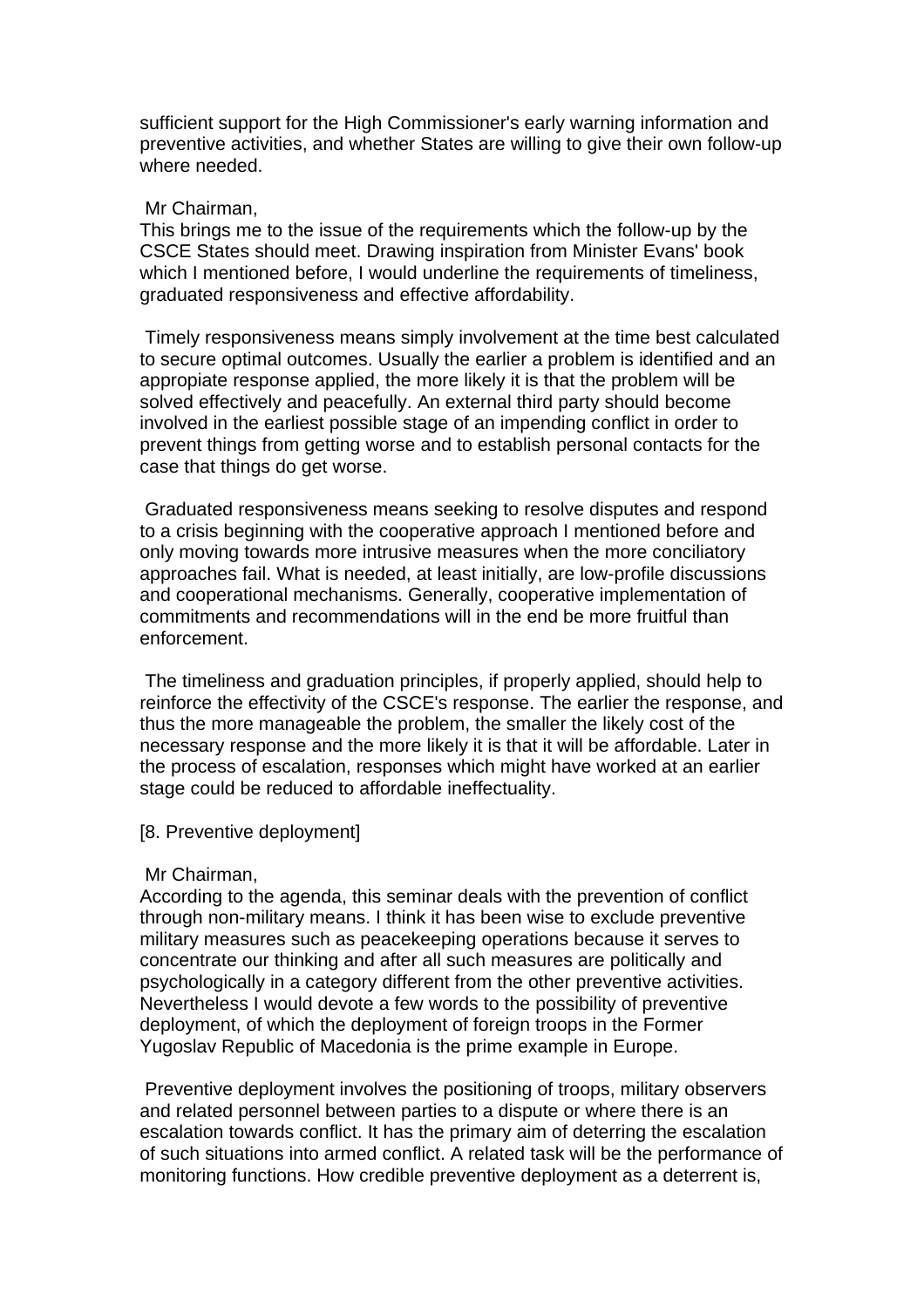sufficient support for the High Commissioner's early warning information and preventive activities, and whether States are willing to give their own follow-up where needed.

Mr Chairman,
This brings me to the issue of the requirements which the follow-up by the CSCE States should meet. Drawing inspiration from Minister Evans' book which I mentioned before, I would underline the requirements of timeliness, graduated responsiveness and effective affordability.

Timely responsiveness means simply involvement at the time best calculated to secure optimal outcomes. Usually the earlier a problem is identified and an appropiate response applied, the more likely it is that the problem will be solved effectively and peacefully. An external third party should become involved in the earliest possible stage of an impending conflict in order to prevent things from getting worse and to establish personal contacts for the case that things do get worse.

Graduated responsiveness means seeking to resolve disputes and respond to a crisis beginning with the cooperative approach I mentioned before and only moving towards more intrusive measures when the more conciliatory approaches fail. What is needed, at least initially, are low-profile discussions and cooperational mechanisms. Generally, cooperative implementation of commitments and recommendations will in the end be more fruitful than enforcement.

The timeliness and graduation principles, if properly applied, should help to reinforce the effectivity of the CSCE's response. The earlier the response, and thus the more manageable the problem, the smaller the likely cost of the necessary response and the more likely it is that it will be affordable. Later in the process of escalation, responses which might have worked at an earlier stage could be reduced to affordable ineffectuality.

[8. Preventive deployment]

Mr Chairman,
According to the agenda, this seminar deals with the prevention of conflict through non-military means. I think it has been wise to exclude preventive military measures such as peacekeeping operations because it serves to concentrate our thinking and after all such measures are politically and psychologically in a category different from the other preventive activities. Nevertheless I would devote a few words to the possibility of preventive deployment, of which the deployment of foreign troops in the Former Yugoslav Republic of Macedonia is the prime example in Europe.

Preventive deployment involves the positioning of troops, military observers and related personnel between parties to a dispute or where there is an escalation towards conflict. It has the primary aim of deterring the escalation of such situations into armed conflict. A related task will be the performance of monitoring functions. How credible preventive deployment as a deterrent is,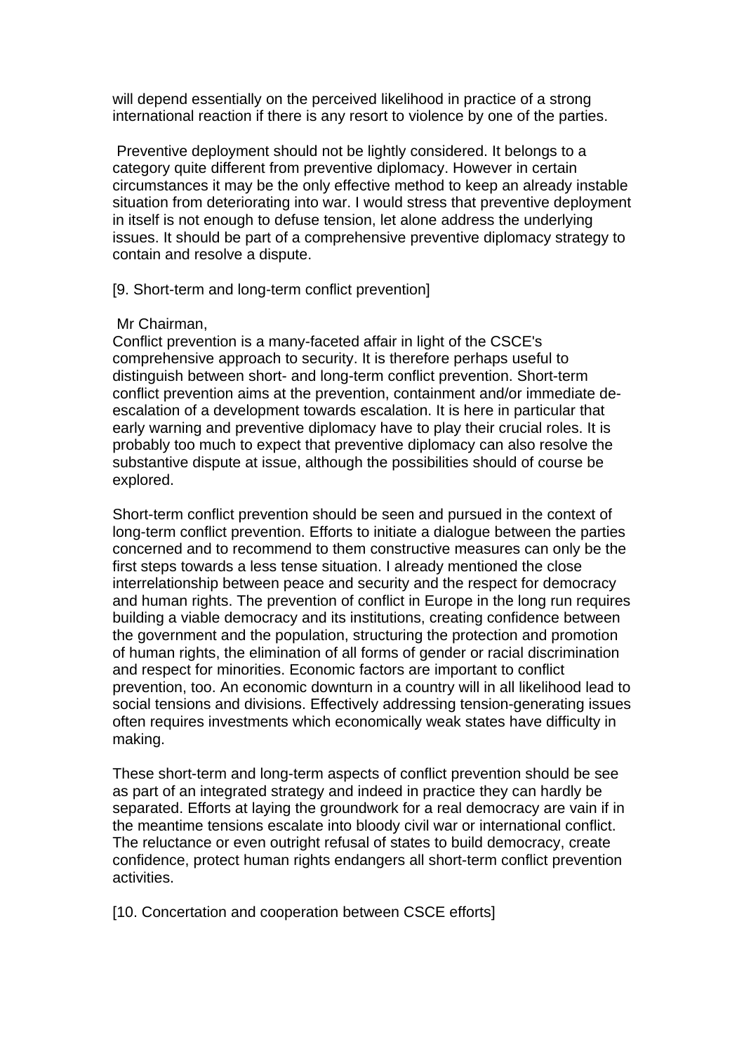will depend essentially on the perceived likelihood in practice of a strong international reaction if there is any resort to violence by one of the parties.

Preventive deployment should not be lightly considered. It belongs to a category quite different from preventive diplomacy. However in certain circumstances it may be the only effective method to keep an already instable situation from deteriorating into war. I would stress that preventive deployment in itself is not enough to defuse tension, let alone address the underlying issues. It should be part of a comprehensive preventive diplomacy strategy to contain and resolve a dispute.

[9. Short-term and long-term conflict prevention]

Mr Chairman,
Conflict prevention is a many-faceted affair in light of the CSCE's comprehensive approach to security. It is therefore perhaps useful to distinguish between short- and long-term conflict prevention. Short-term conflict prevention aims at the prevention, containment and/or immediate de-escalation of a development towards escalation. It is here in particular that early warning and preventive diplomacy have to play their crucial roles. It is probably too much to expect that preventive diplomacy can also resolve the substantive dispute at issue, although the possibilities should of course be explored.

Short-term conflict prevention should be seen and pursued in the context of long-term conflict prevention. Efforts to initiate a dialogue between the parties concerned and to recommend to them constructive measures can only be the first steps towards a less tense situation. I already mentioned the close interrelationship between peace and security and the respect for democracy and human rights. The prevention of conflict in Europe in the long run requires building a viable democracy and its institutions, creating confidence between the government and the population, structuring the protection and promotion of human rights, the elimination of all forms of gender or racial discrimination and respect for minorities. Economic factors are important to conflict prevention, too. An economic downturn in a country will in all likelihood lead to social tensions and divisions. Effectively addressing tension-generating issues often requires investments which economically weak states have difficulty in making.

These short-term and long-term aspects of conflict prevention should be see as part of an integrated strategy and indeed in practice they can hardly be separated. Efforts at laying the groundwork for a real democracy are vain if in the meantime tensions escalate into bloody civil war or international conflict. The reluctance or even outright refusal of states to build democracy, create confidence, protect human rights endangers all short-term conflict prevention activities.

[10. Concertation and cooperation between CSCE efforts]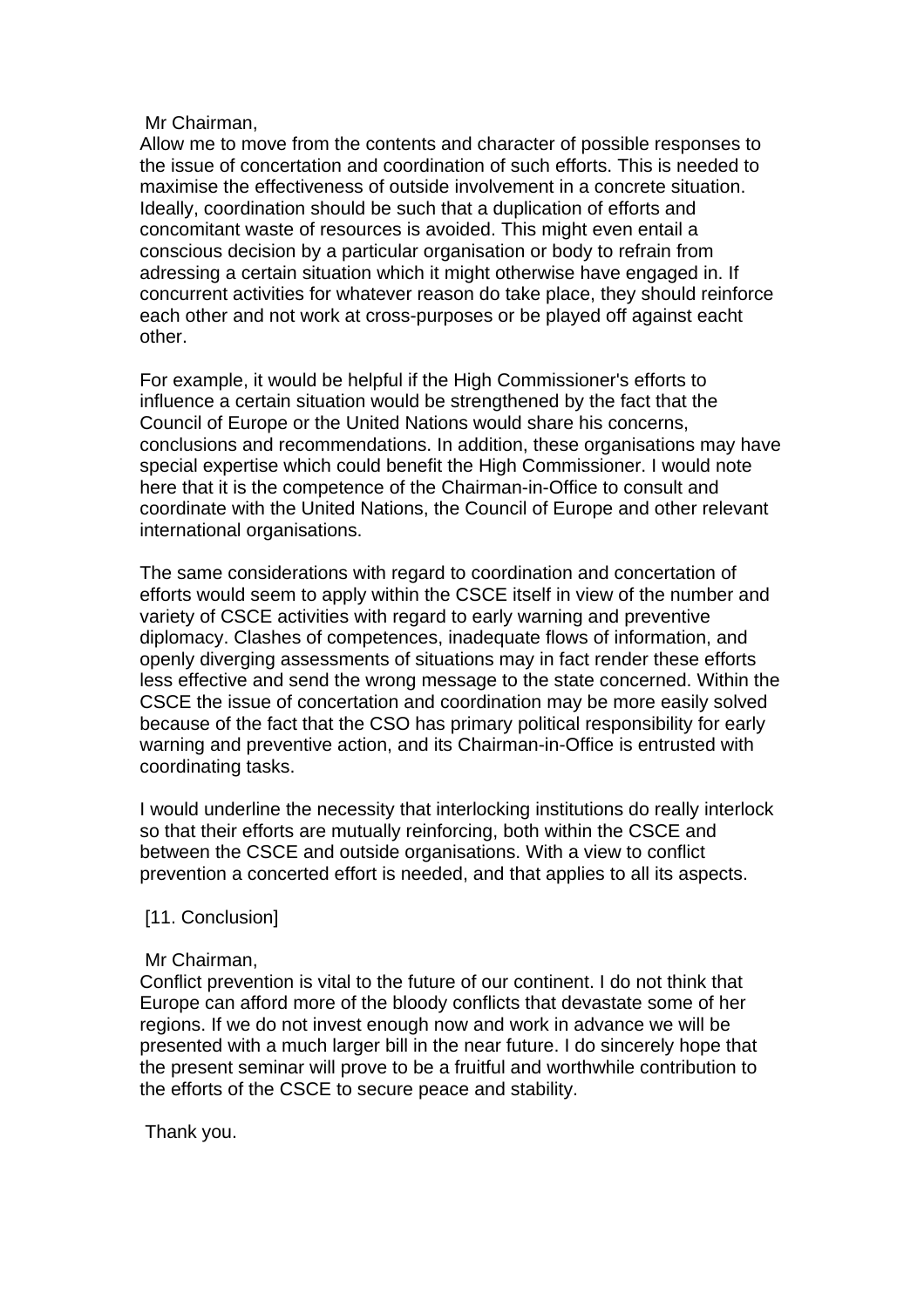Mr Chairman,
Allow me to move from the contents and character of possible responses to the issue of concertation and coordination of such efforts. This is needed to maximise the effectiveness of outside involvement in a concrete situation. Ideally, coordination should be such that a duplication of efforts and concomitant waste of resources is avoided. This might even entail a conscious decision by a particular organisation or body to refrain from adressing a certain situation which it might otherwise have engaged in. If concurrent activities for whatever reason do take place, they should reinforce each other and not work at cross-purposes or be played off against eacht other.

For example, it would be helpful if the High Commissioner's efforts to influence a certain situation would be strengthened by the fact that the Council of Europe or the United Nations would share his concerns, conclusions and recommendations. In addition, these organisations may have special expertise which could benefit the High Commissioner. I would note here that it is the competence of the Chairman-in-Office to consult and coordinate with the United Nations, the Council of Europe and other relevant international organisations.

The same considerations with regard to coordination and concertation of efforts would seem to apply within the CSCE itself in view of the number and variety of CSCE activities with regard to early warning and preventive diplomacy. Clashes of competences, inadequate flows of information, and openly diverging assessments of situations may in fact render these efforts less effective and send the wrong message to the state concerned. Within the CSCE the issue of concertation and coordination may be more easily solved because of the fact that the CSO has primary political responsibility for early warning and preventive action, and its Chairman-in-Office is entrusted with coordinating tasks.

I would underline the necessity that interlocking institutions do really interlock so that their efforts are mutually reinforcing, both within the CSCE and between the CSCE and outside organisations. With a view to conflict prevention a concerted effort is needed, and that applies to all its aspects.

[11. Conclusion]

Mr Chairman,
Conflict prevention is vital to the future of our continent. I do not think that Europe can afford more of the bloody conflicts that devastate some of her regions. If we do not invest enough now and work in advance we will be presented with a much larger bill in the near future. I do sincerely hope that the present seminar will prove to be a fruitful and worthwhile contribution to the efforts of the CSCE to secure peace and stability.

Thank you.